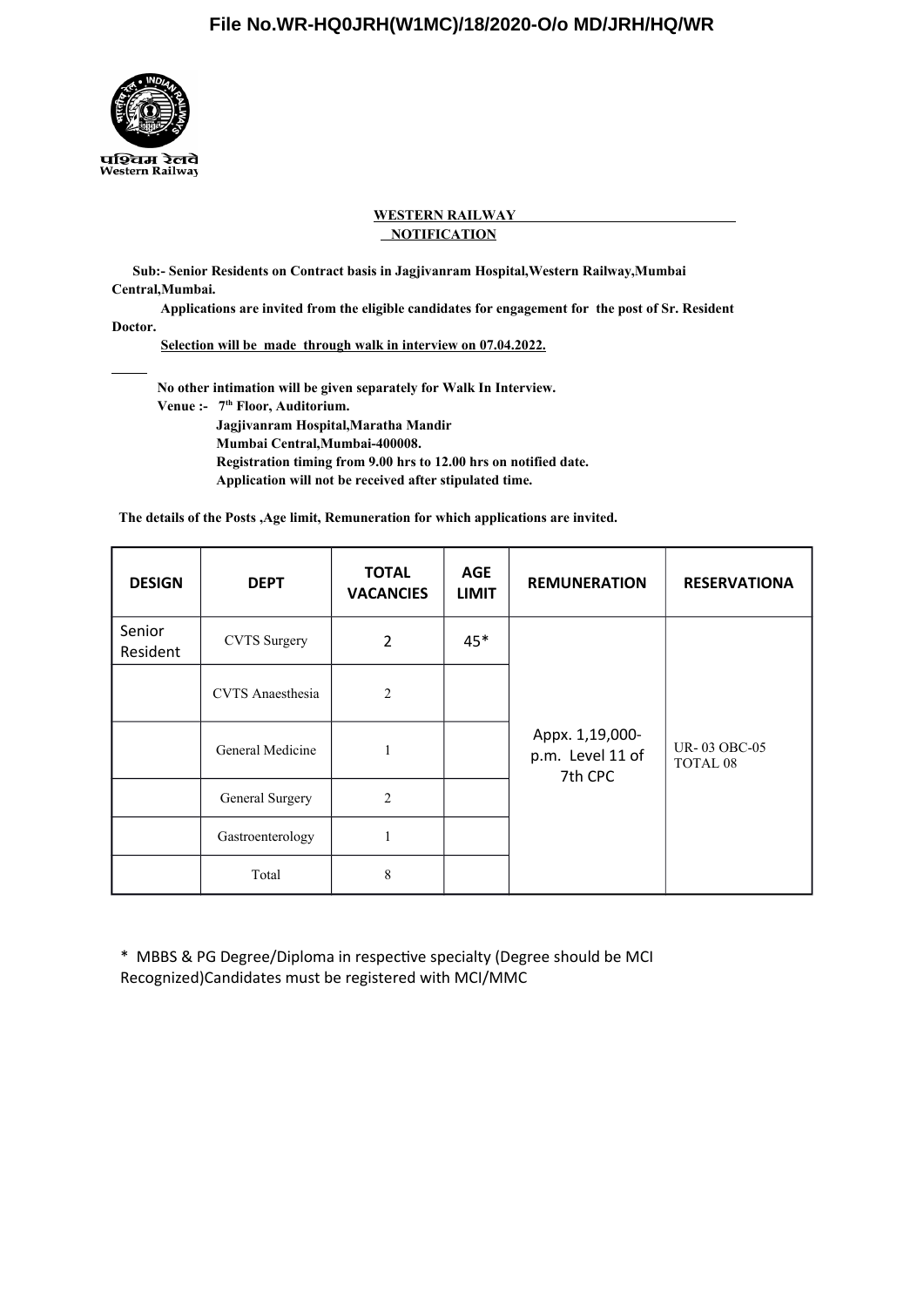File No.WR-HQ0JRH(W1MC)/18/2020-O/o MD/JRH/HQ/WR

पश्चिम रेलवे
Western Railway

**WESTERN RAILWAY**

**NOTIFICATION**

**Sub:- Senior Residents on Contract basis in Jagjivanram Hospital,Western Railway,Mumbai Central,Mumbai.**

**Applications are invited from the eligible candidates for engagement for the post of Sr. Resident Doctor.**

**Selection will be made through walk in interview on 07.04.2022.**

**No other intimation will be given separately for Walk In Interview.**

**Venue :- 7th Floor, Auditorium.**
**Jagjivanram Hospital,Maratha Mandir**
**Mumbai Central,Mumbai-400008.**
**Registration timing from 9.00 hrs to 12.00 hrs on notified date.**
**Application will not be received after stipulated time.**

**The details of the Posts ,Age limit, Remuneration for which applications are invited.**

| DESIGN | DEPT | TOTAL VACANCIES | AGE LIMIT | REMUNERATION | RESERVATIONA |
|---|---|---|---|---|---|
| Senior Resident | CVTS Surgery | 2 | 45* | Appx. 1,19,000- p.m. Level 11 of 7th CPC | UR- 03 OBC-05 TOTAL 08 |
| | CVTS Anaesthesia | 2 | | | |
| | General Medicine | 1 | | | |
| | General Surgery | 2 | | | |
| | Gastroenterology | 1 | | | |
| | Total | 8 | | | |

* MBBS & PG Degree/Diploma in respective specialty (Degree should be MCI Recognized)Candidates must be registered with MCI/MMC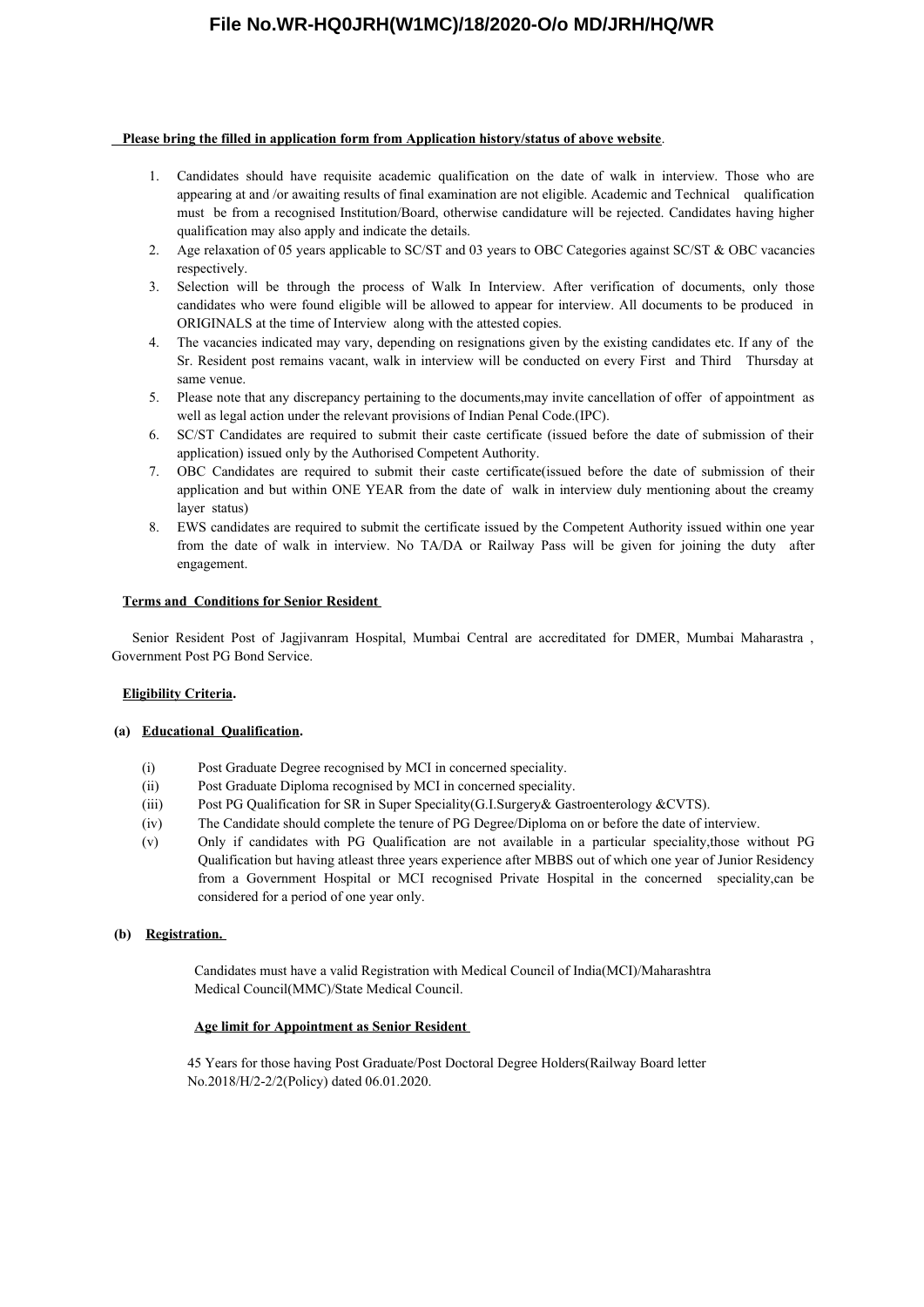**Please bring the filled in application form from Application history/status of above website**.

1. Candidates should have requisite academic qualification on the date of walk in interview. Those who are appearing at and /or awaiting results of final examination are not eligible. Academic and Technical qualification must be from a recognised Institution/Board, otherwise candidature will be rejected. Candidates having higher qualification may also apply and indicate the details.
2. Age relaxation of 05 years applicable to SC/ST and 03 years to OBC Categories against SC/ST & OBC vacancies respectively.
3. Selection will be through the process of Walk In Interview. After verification of documents, only those candidates who were found eligible will be allowed to appear for interview. All documents to be produced in ORIGINALS at the time of Interview along with the attested copies.
4. The vacancies indicated may vary, depending on resignations given by the existing candidates etc. If any of the Sr. Resident post remains vacant, walk in interview will be conducted on every First and Third Thursday at same venue.
5. Please note that any discrepancy pertaining to the documents,may invite cancellation of offer of appointment as well as legal action under the relevant provisions of Indian Penal Code.(IPC).
6. SC/ST Candidates are required to submit their caste certificate (issued before the date of submission of their application) issued only by the Authorised Competent Authority.
7. OBC Candidates are required to submit their caste certificate(issued before the date of submission of their application and but within ONE YEAR from the date of walk in interview duly mentioning about the creamy layer status)
8. EWS candidates are required to submit the certificate issued by the Competent Authority issued within one year from the date of walk in interview. No TA/DA or Railway Pass will be given for joining the duty after engagement.

**Terms and Conditions for Senior Resident**

Senior Resident Post of Jagjivanram Hospital, Mumbai Central are accreditated for DMER, Mumbai Maharastra , Government Post PG Bond Service.

**Eligibility Criteria.**

**(a) Educational Qualification.**

(i) Post Graduate Degree recognised by MCI in concerned speciality.

(ii) Post Graduate Diploma recognised by MCI in concerned speciality.

(iii) Post PG Qualification for SR in Super Speciality(G.I.Surgery& Gastroenterology &CVTS).

(iv) The Candidate should complete the tenure of PG Degree/Diploma on or before the date of interview.

(v) Only if candidates with PG Qualification are not available in a particular speciality,those without PG Qualification but having atleast three years experience after MBBS out of which one year of Junior Residency from a Government Hospital or MCI recognised Private Hospital in the concerned speciality,can be considered for a period of one year only.

**(b) Registration.**

Candidates must have a valid Registration with Medical Council of India(MCI)/Maharashtra Medical Council(MMC)/State Medical Council.

**Age limit for Appointment as Senior Resident**

45 Years for those having Post Graduate/Post Doctoral Degree Holders(Railway Board letter No.2018/H/2-2/2(Policy) dated 06.01.2020.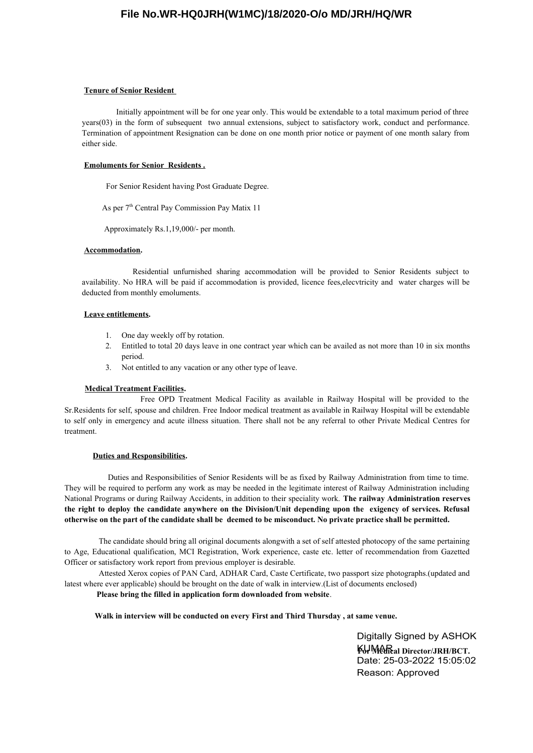**Tenure of Senior Resident**

Initially appointment will be for one year only. This would be extendable to a total maximum period of three years(03) in the form of subsequent two annual extensions, subject to satisfactory work, conduct and performance. Termination of appointment Resignation can be done on one month prior notice or payment of one month salary from either side.

**Emoluments for Senior Residents .**

For Senior Resident having Post Graduate Degree.

As per 7th Central Pay Commission Pay Matix 11

Approximately Rs.1,19,000/- per month.

**Accommodation.**

Residential unfurnished sharing accommodation will be provided to Senior Residents subject to availability. No HRA will be paid if accommodation is provided, licence fees,elecvtricity and water charges will be deducted from monthly emoluments.

**Leave entitlements.**

1. One day weekly off by rotation.
2. Entitled to total 20 days leave in one contract year which can be availed as not more than 10 in six months period.
3. Not entitled to any vacation or any other type of leave.

**Medical Treatment Facilities.**

Free OPD Treatment Medical Facility as available in Railway Hospital will be provided to the Sr.Residents for self, spouse and children. Free Indoor medical treatment as available in Railway Hospital will be extendable to self only in emergency and acute illness situation. There shall not be any referral to other Private Medical Centres for treatment.

**Duties and Responsibilities.**

Duties and Responsibilities of Senior Residents will be as fixed by Railway Administration from time to time. They will be required to perform any work as may be needed in the legitimate interest of Railway Administration including National Programs or during Railway Accidents, in addition to their speciality work. **The railway Administration reserves the right to deploy the candidate anywhere on the Division/Unit depending upon the exigency of services. Refusal otherwise on the part of the candidate shall be deemed to be misconduct. No private practice shall be permitted.**

The candidate should bring all original documents alongwith a set of self attested photocopy of the same pertaining to Age, Educational qualification, MCI Registration, Work experience, caste etc. letter of recommendation from Gazetted Officer or satisfactory work report from previous employer is desirable.

Attested Xerox copies of PAN Card, ADHAR Card, Caste Certificate, two passport size photographs.(updated and latest where ever applicable) should be brought on the date of walk in interview.(List of documents enclosed)

**Please bring the filled in application form downloaded from website**.

**Walk in interview will be conducted on every First and Third Thursday , at same venue.**

**For Medical Director/JRH/BCT.**

Digitally Signed by ASHOK KUMAR
Date: 25-03-2022 15:05:02
Reason: Approved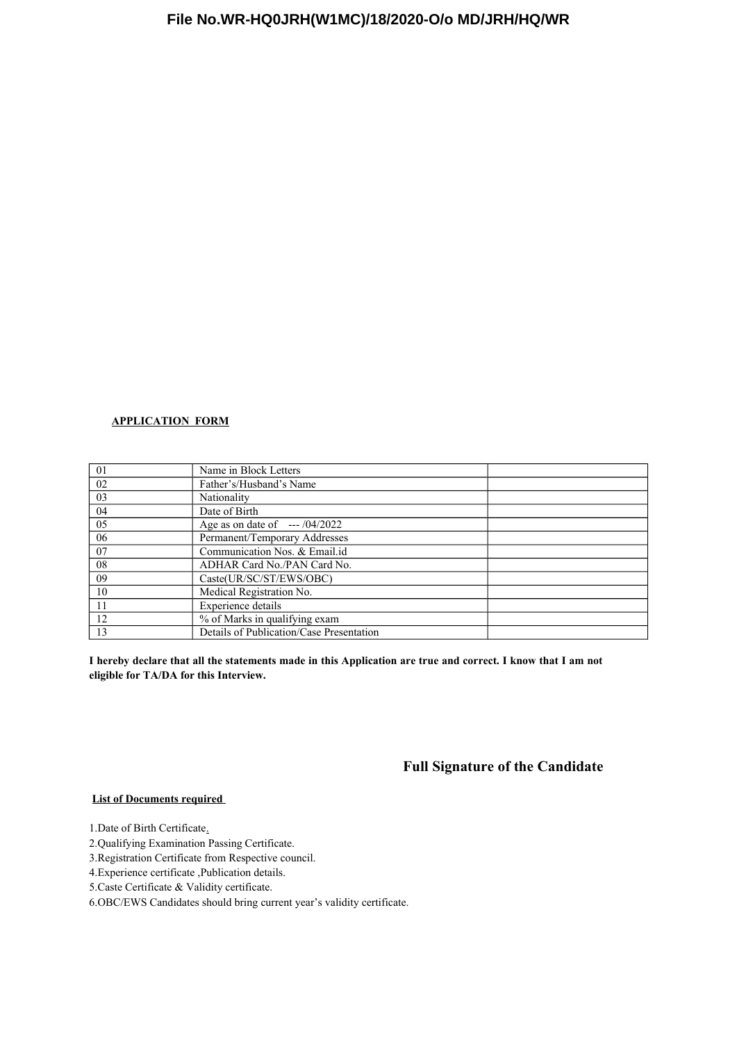**APPLICATION FORM**

| | | |
|---|---|---|
| 01 | Name in Block Letters | |
| 02 | Father's/Husband's Name | |
| 03 | Nationality | |
| 04 | Date of Birth | |
| 05 | Age as on date of --- /04/2022 | |
| 06 | Permanent/Temporary Addresses | |
| 07 | Communication Nos. & Email.id | |
| 08 | ADHAR Card No./PAN Card No. | |
| 09 | Caste(UR/SC/ST/EWS/OBC) | |
| 10 | Medical Registration No. | |
| 11 | Experience details | |
| 12 | % of Marks in qualifying exam | |
| 13 | Details of Publication/Case Presentation | |

**I hereby declare that all the statements made in this Application are true and correct. I know that I am not eligible for TA/DA for this Interview.**

**Full Signature of the Candidate**

**List of Documents required**

1.Date of Birth Certificate.
2.Qualifying Examination Passing Certificate.
3.Registration Certificate from Respective council.
4.Experience certificate ,Publication details.
5.Caste Certificate & Validity certificate.
6.OBC/EWS Candidates should bring current year's validity certificate.